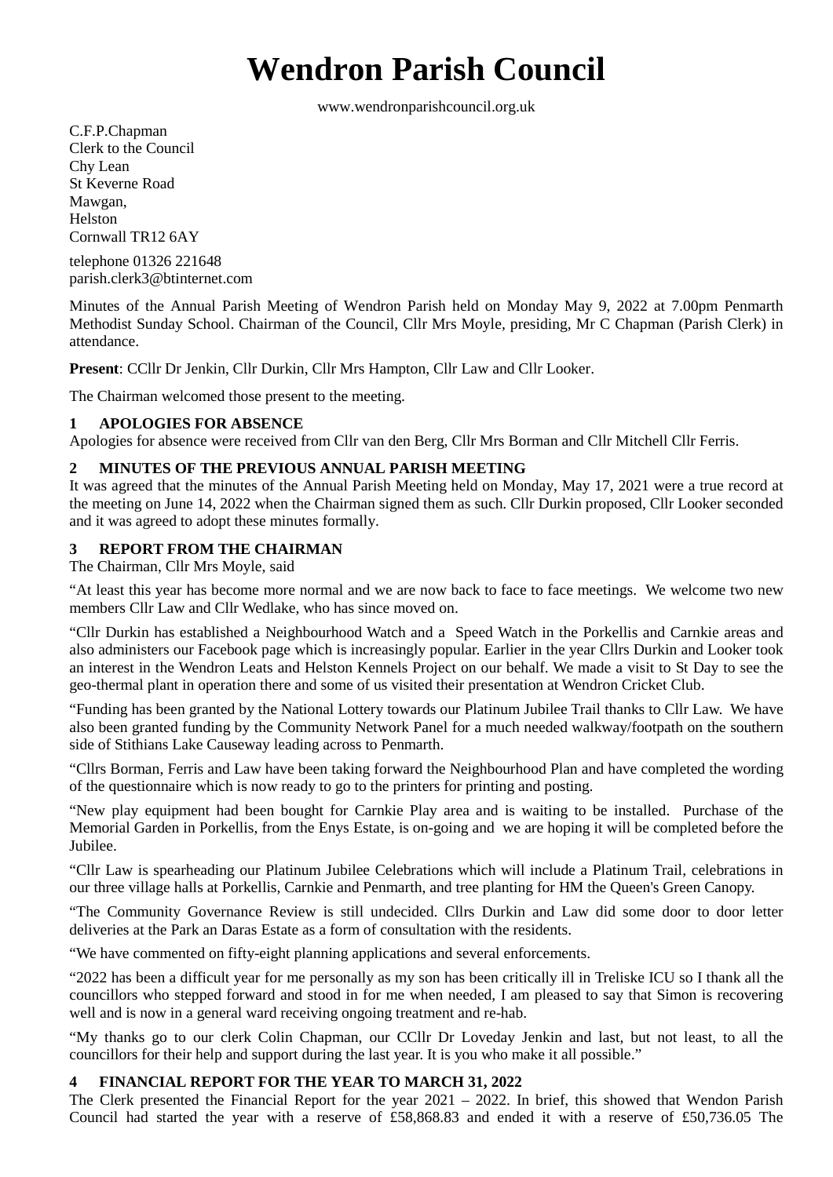# Wendron Parish Council

www.wendronparishcouncil.org.uk

C.F.P.Chapman
Clerk to the Council
Chy Lean
St Keverne Road
Mawgan,
Helston
Cornwall TR12 6AY

telephone 01326 221648
parish.clerk3@btinternet.com

Minutes of the Annual Parish Meeting of Wendron Parish held on Monday May 9, 2022 at 7.00pm Penmarth Methodist Sunday School. Chairman of the Council, Cllr Mrs Moyle, presiding, Mr C Chapman (Parish Clerk) in attendance.

**Present**: CCllr Dr Jenkin, Cllr Durkin, Cllr Mrs Hampton, Cllr Law and Cllr Looker.

The Chairman welcomed those present to the meeting.

### 1 APOLOGIES FOR ABSENCE

Apologies for absence were received from Cllr van den Berg, Cllr Mrs Borman and Cllr Mitchell Cllr Ferris.

### 2 MINUTES OF THE PREVIOUS ANNUAL PARISH MEETING

It was agreed that the minutes of the Annual Parish Meeting held on Monday, May 17, 2021 were a true record at the meeting on June 14, 2022 when the Chairman signed them as such. Cllr Durkin proposed, Cllr Looker seconded and it was agreed to adopt these minutes formally.

### 3 REPORT FROM THE CHAIRMAN

The Chairman, Cllr Mrs Moyle, said

"At least this year has become more normal and we are now back to face to face meetings. We welcome two new members Cllr Law and Cllr Wedlake, who has since moved on.

"Cllr Durkin has established a Neighbourhood Watch and a Speed Watch in the Porkellis and Carnkie areas and also administers our Facebook page which is increasingly popular. Earlier in the year Cllrs Durkin and Looker took an interest in the Wendron Leats and Helston Kennels Project on our behalf. We made a visit to St Day to see the geo-thermal plant in operation there and some of us visited their presentation at Wendron Cricket Club.

"Funding has been granted by the National Lottery towards our Platinum Jubilee Trail thanks to Cllr Law. We have also been granted funding by the Community Network Panel for a much needed walkway/footpath on the southern side of Stithians Lake Causeway leading across to Penmarth.

"Cllrs Borman, Ferris and Law have been taking forward the Neighbourhood Plan and have completed the wording of the questionnaire which is now ready to go to the printers for printing and posting.

"New play equipment had been bought for Carnkie Play area and is waiting to be installed. Purchase of the Memorial Garden in Porkellis, from the Enys Estate, is on-going and we are hoping it will be completed before the Jubilee.

"Cllr Law is spearheading our Platinum Jubilee Celebrations which will include a Platinum Trail, celebrations in our three village halls at Porkellis, Carnkie and Penmarth, and tree planting for HM the Queen's Green Canopy.

"The Community Governance Review is still undecided. Cllrs Durkin and Law did some door to door letter deliveries at the Park an Daras Estate as a form of consultation with the residents.

"We have commented on fifty-eight planning applications and several enforcements.

"2022 has been a difficult year for me personally as my son has been critically ill in Treliske ICU so I thank all the councillors who stepped forward and stood in for me when needed, I am pleased to say that Simon is recovering well and is now in a general ward receiving ongoing treatment and re-hab.

"My thanks go to our clerk Colin Chapman, our CCllr Dr Loveday Jenkin and last, but not least, to all the councillors for their help and support during the last year. It is you who make it all possible."

### 4 FINANCIAL REPORT FOR THE YEAR TO MARCH 31, 2022

The Clerk presented the Financial Report for the year 2021 – 2022. In brief, this showed that Wendon Parish Council had started the year with a reserve of £58,868.83 and ended it with a reserve of £50,736.05 The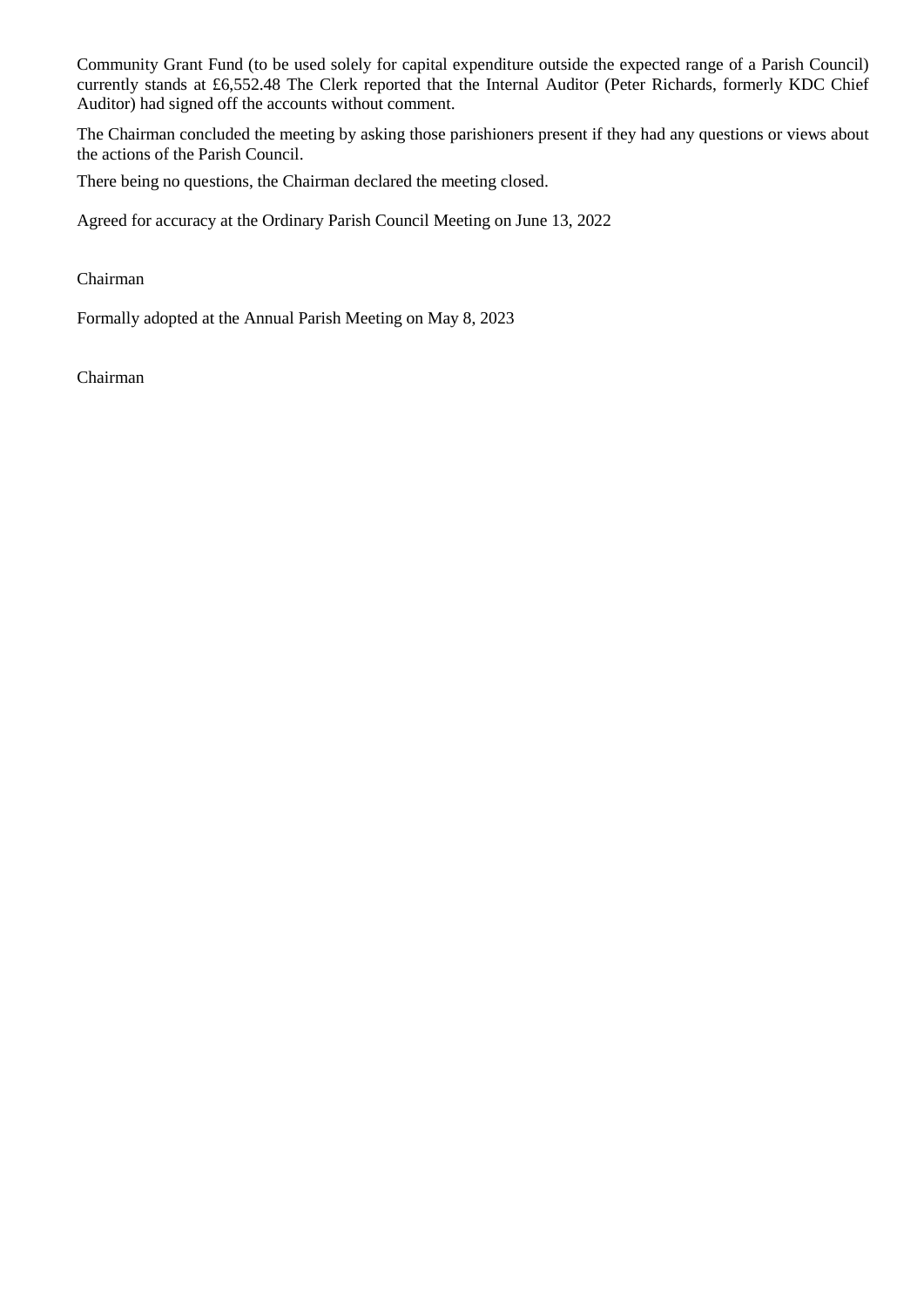Community Grant Fund (to be used solely for capital expenditure outside the expected range of a Parish Council) currently stands at £6,552.48 The Clerk reported that the Internal Auditor (Peter Richards, formerly KDC Chief Auditor) had signed off the accounts without comment.

The Chairman concluded the meeting by asking those parishioners present if they had any questions or views about the actions of the Parish Council.

There being no questions, the Chairman declared the meeting closed.

Agreed for accuracy at the Ordinary Parish Council Meeting on June 13, 2022

Chairman

Formally adopted at the Annual Parish Meeting on May 8, 2023

Chairman